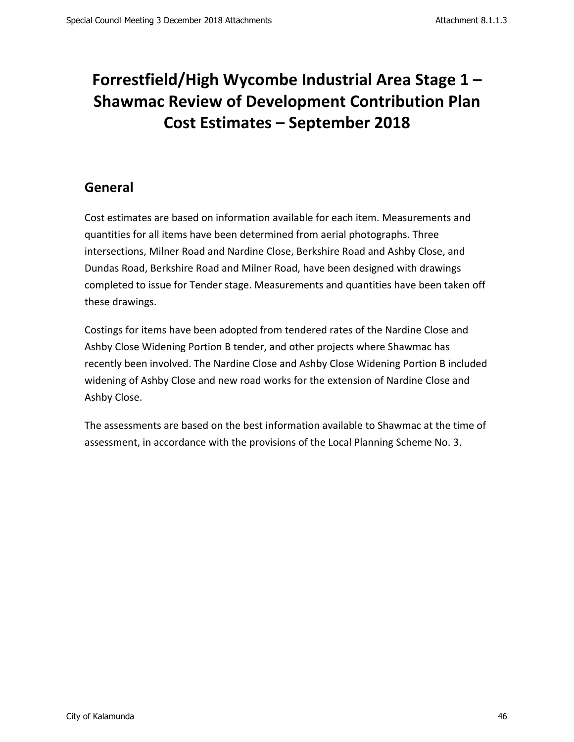# Forrestfield/High Wycombe Industrial Area Stage 1 – Shawmac Review of Development Contribution Plan Cost Estimates – September 2018

## General

Cost estimates are based on information available for each item. Measurements and quantities for all items have been determined from aerial photographs. Three intersections, Milner Road and Nardine Close, Berkshire Road and Ashby Close, and Dundas Road, Berkshire Road and Milner Road, have been designed with drawings completed to issue for Tender stage. Measurements and quantities have been taken off these drawings.

Costings for items have been adopted from tendered rates of the Nardine Close and Ashby Close Widening Portion B tender, and other projects where Shawmac has recently been involved. The Nardine Close and Ashby Close Widening Portion B included widening of Ashby Close and new road works for the extension of Nardine Close and Ashby Close.

The assessments are based on the best information available to Shawmac at the time of assessment, in accordance with the provisions of the Local Planning Scheme No. 3.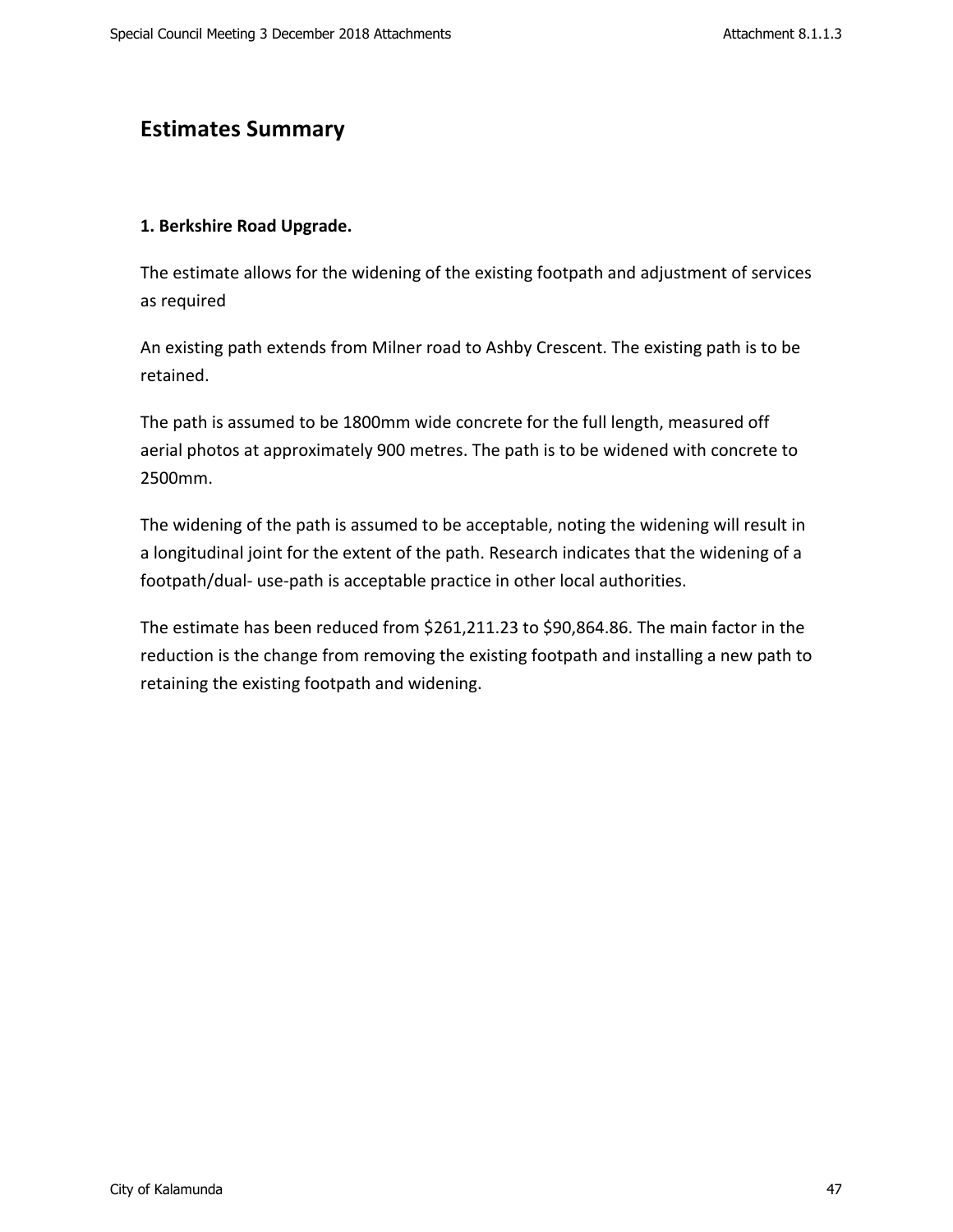# Estimates Summary

### 1. Berkshire Road Upgrade.

The estimate allows for the widening of the existing footpath and adjustment of services as required

An existing path extends from Milner road to Ashby Crescent. The existing path is to be retained.

The path is assumed to be 1800mm wide concrete for the full length, measured off aerial photos at approximately 900 metres. The path is to be widened with concrete to 2500mm.

The widening of the path is assumed to be acceptable, noting the widening will result in a longitudinal joint for the extent of the path. Research indicates that the widening of a footpath/dual- use-path is acceptable practice in other local authorities.

The estimate has been reduced from $261,211.23 to $90,864.86. The main factor in the reduction is the change from removing the existing footpath and installing a new path to retaining the existing footpath and widening.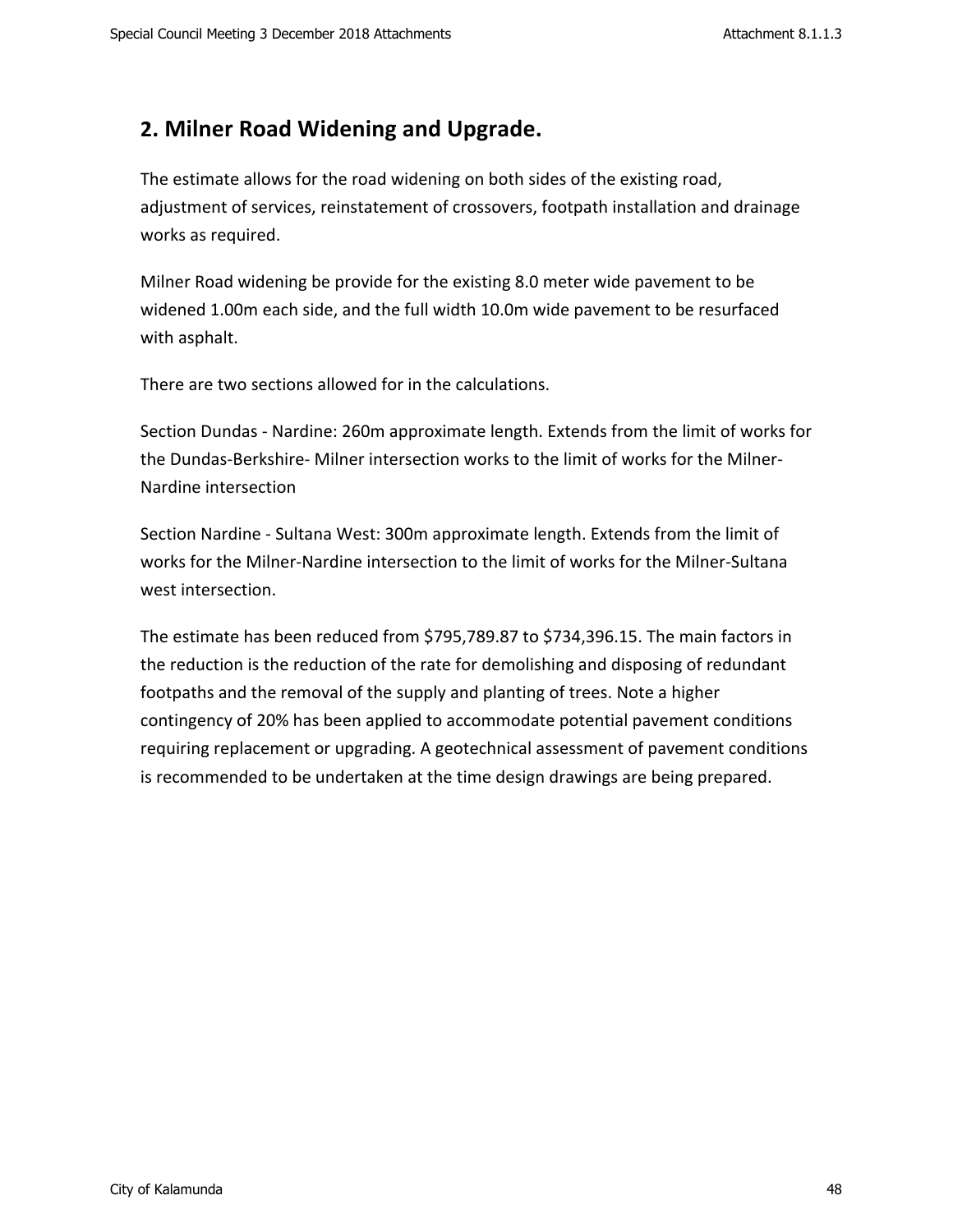## 2. Milner Road Widening and Upgrade.

The estimate allows for the road widening on both sides of the existing road, adjustment of services, reinstatement of crossovers, footpath installation and drainage works as required.

Milner Road widening be provide for the existing 8.0 meter wide pavement to be widened 1.00m each side, and the full width 10.0m wide pavement to be resurfaced with asphalt.

There are two sections allowed for in the calculations.

Section Dundas - Nardine: 260m approximate length. Extends from the limit of works for the Dundas-Berkshire- Milner intersection works to the limit of works for the Milner-Nardine intersection

Section Nardine - Sultana West: 300m approximate length. Extends from the limit of works for the Milner-Nardine intersection to the limit of works for the Milner-Sultana west intersection.

The estimate has been reduced from $795,789.87 to $734,396.15. The main factors in the reduction is the reduction of the rate for demolishing and disposing of redundant footpaths and the removal of the supply and planting of trees. Note a higher contingency of 20% has been applied to accommodate potential pavement conditions requiring replacement or upgrading. A geotechnical assessment of pavement conditions is recommended to be undertaken at the time design drawings are being prepared.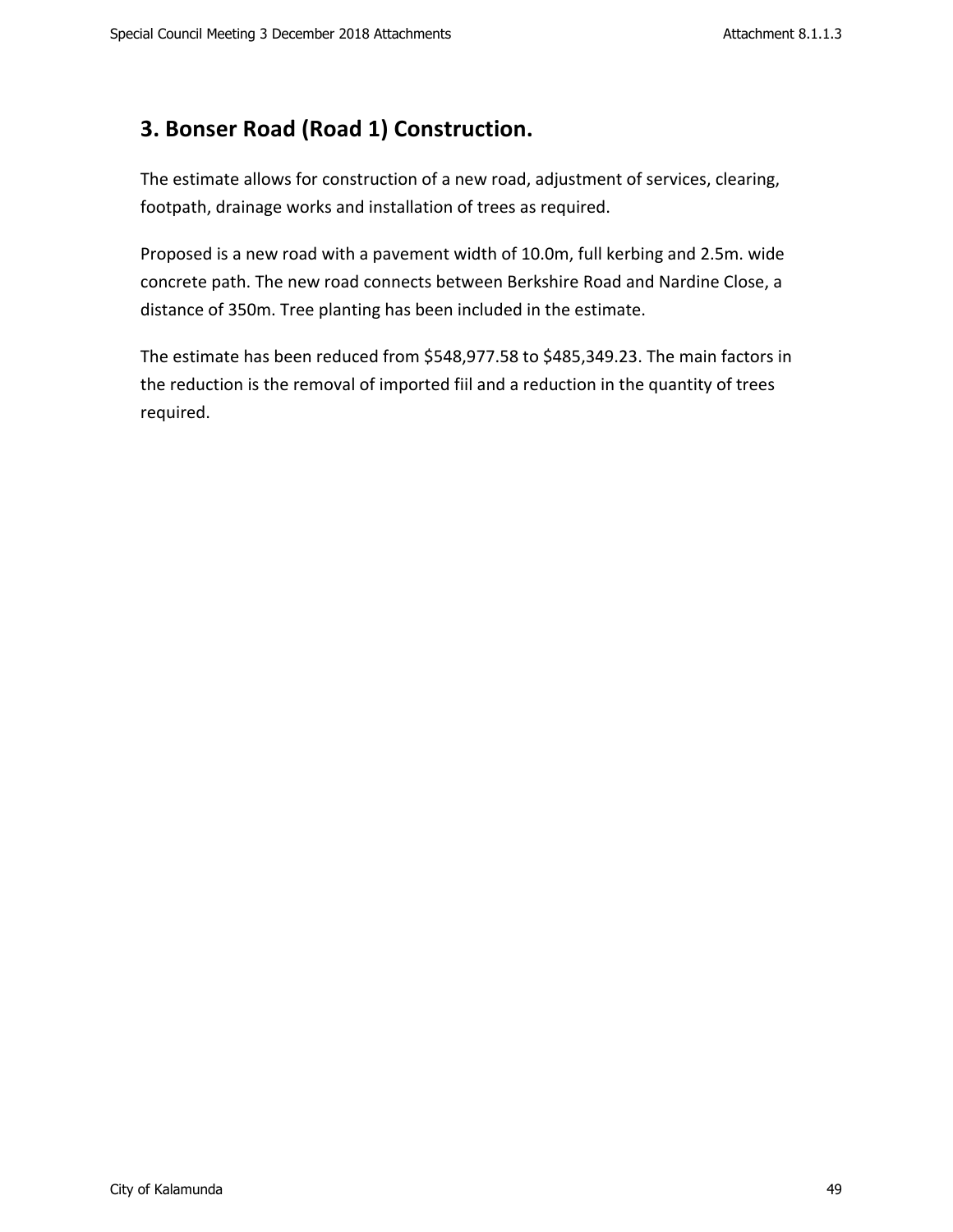## 3. Bonser Road (Road 1) Construction.

The estimate allows for construction of a new road, adjustment of services, clearing, footpath, drainage works and installation of trees as required.

Proposed is a new road with a pavement width of 10.0m, full kerbing and 2.5m. wide concrete path. The new road connects between Berkshire Road and Nardine Close, a distance of 350m. Tree planting has been included in the estimate.

The estimate has been reduced from $548,977.58 to $485,349.23. The main factors in the reduction is the removal of imported fiil and a reduction in the quantity of trees required.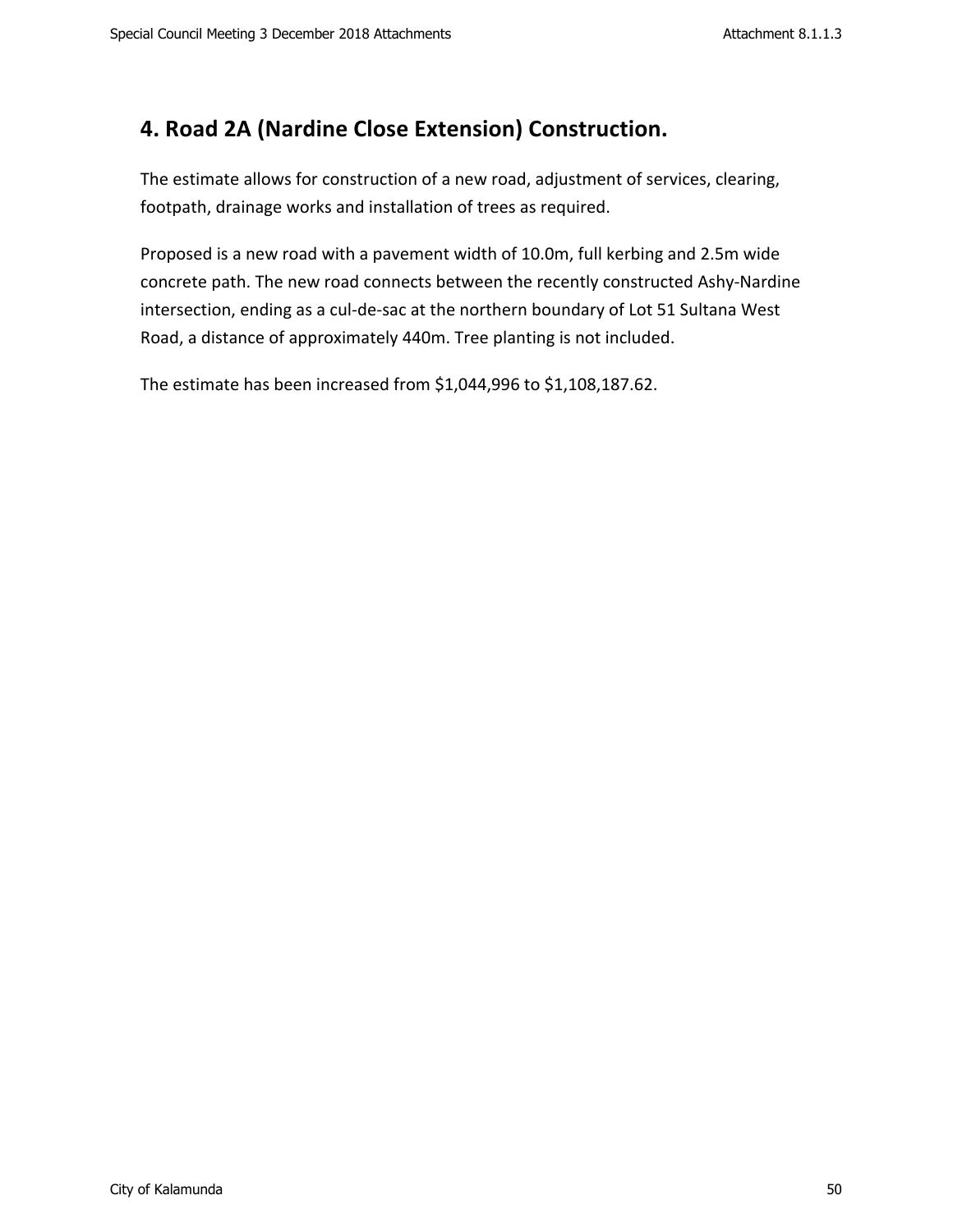## 4. Road 2A (Nardine Close Extension) Construction.

The estimate allows for construction of a new road, adjustment of services, clearing, footpath, drainage works and installation of trees as required.

Proposed is a new road with a pavement width of 10.0m, full kerbing and 2.5m wide concrete path. The new road connects between the recently constructed Ashy-Nardine intersection, ending as a cul-de-sac at the northern boundary of Lot 51 Sultana West Road, a distance of approximately 440m. Tree planting is not included.

The estimate has been increased from $1,044,996 to $1,108,187.62.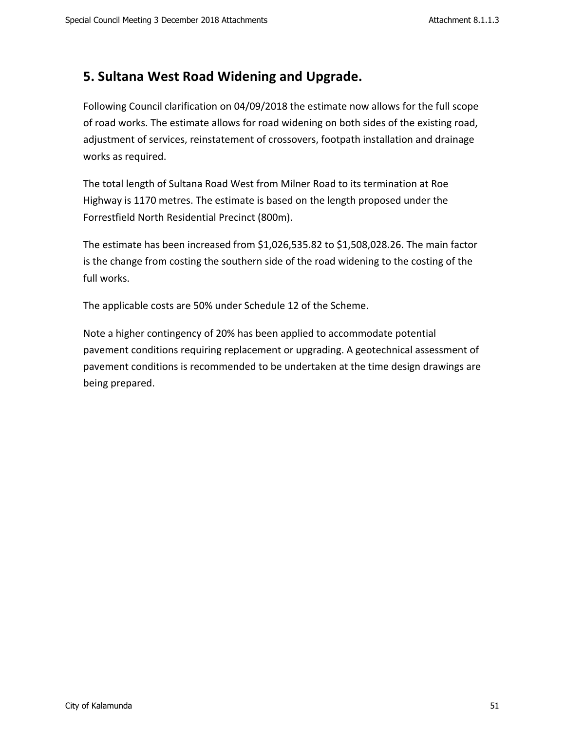## 5. Sultana West Road Widening and Upgrade.

Following Council clarification on 04/09/2018 the estimate now allows for the full scope of road works. The estimate allows for road widening on both sides of the existing road, adjustment of services, reinstatement of crossovers, footpath installation and drainage works as required.

The total length of Sultana Road West from Milner Road to its termination at Roe Highway is 1170 metres. The estimate is based on the length proposed under the Forrestfield North Residential Precinct (800m).

The estimate has been increased from $1,026,535.82 to $1,508,028.26. The main factor is the change from costing the southern side of the road widening to the costing of the full works.

The applicable costs are 50% under Schedule 12 of the Scheme.

Note a higher contingency of 20% has been applied to accommodate potential pavement conditions requiring replacement or upgrading. A geotechnical assessment of pavement conditions is recommended to be undertaken at the time design drawings are being prepared.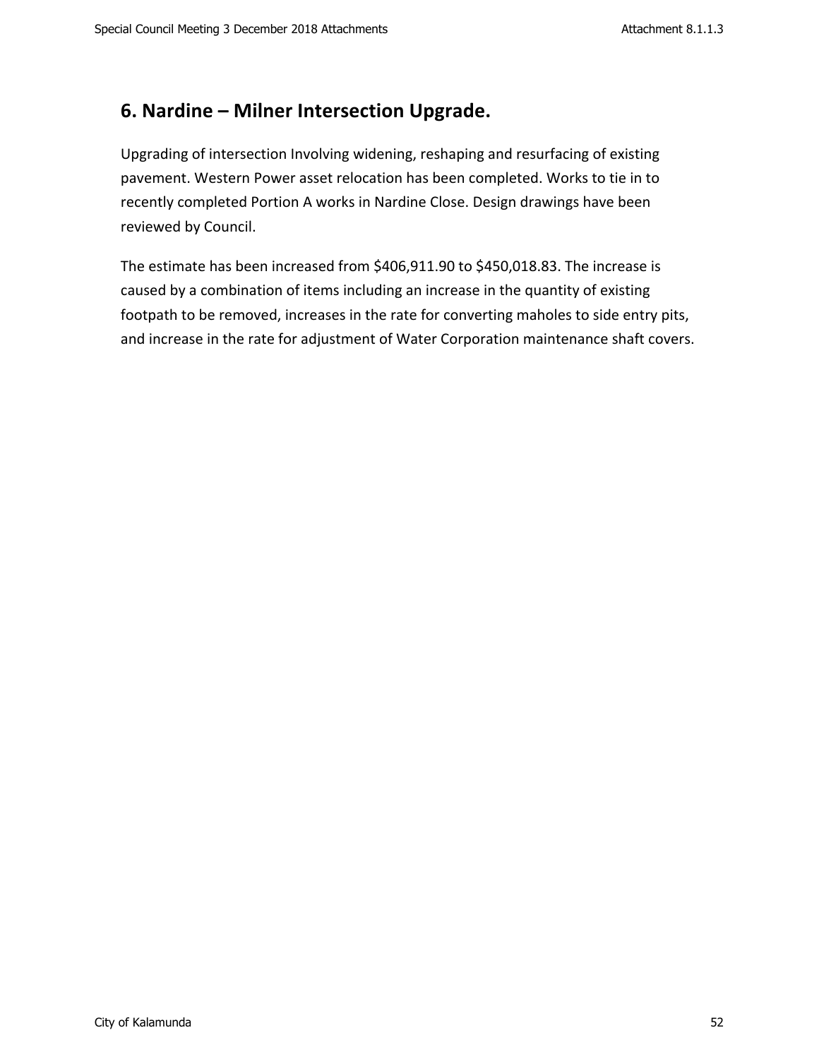## 6. Nardine – Milner Intersection Upgrade.

Upgrading of intersection Involving widening, reshaping and resurfacing of existing pavement. Western Power asset relocation has been completed. Works to tie in to recently completed Portion A works in Nardine Close. Design drawings have been reviewed by Council.

The estimate has been increased from $406,911.90 to $450,018.83. The increase is caused by a combination of items including an increase in the quantity of existing footpath to be removed, increases in the rate for converting maholes to side entry pits, and increase in the rate for adjustment of Water Corporation maintenance shaft covers.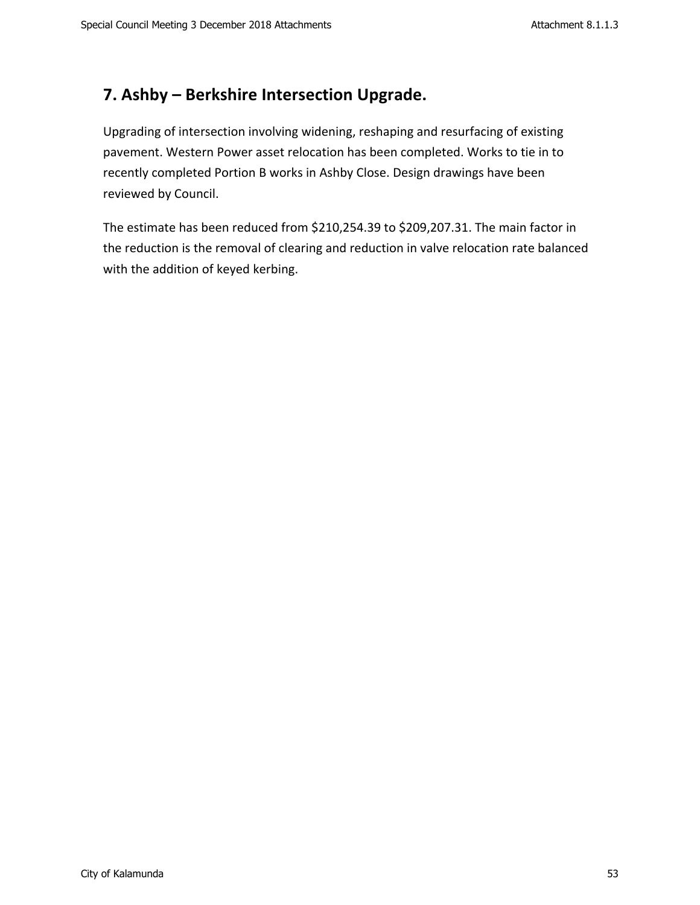## 7. Ashby – Berkshire Intersection Upgrade.

Upgrading of intersection involving widening, reshaping and resurfacing of existing pavement. Western Power asset relocation has been completed. Works to tie in to recently completed Portion B works in Ashby Close. Design drawings have been reviewed by Council.

The estimate has been reduced from $210,254.39 to $209,207.31. The main factor in the reduction is the removal of clearing and reduction in valve relocation rate balanced with the addition of keyed kerbing.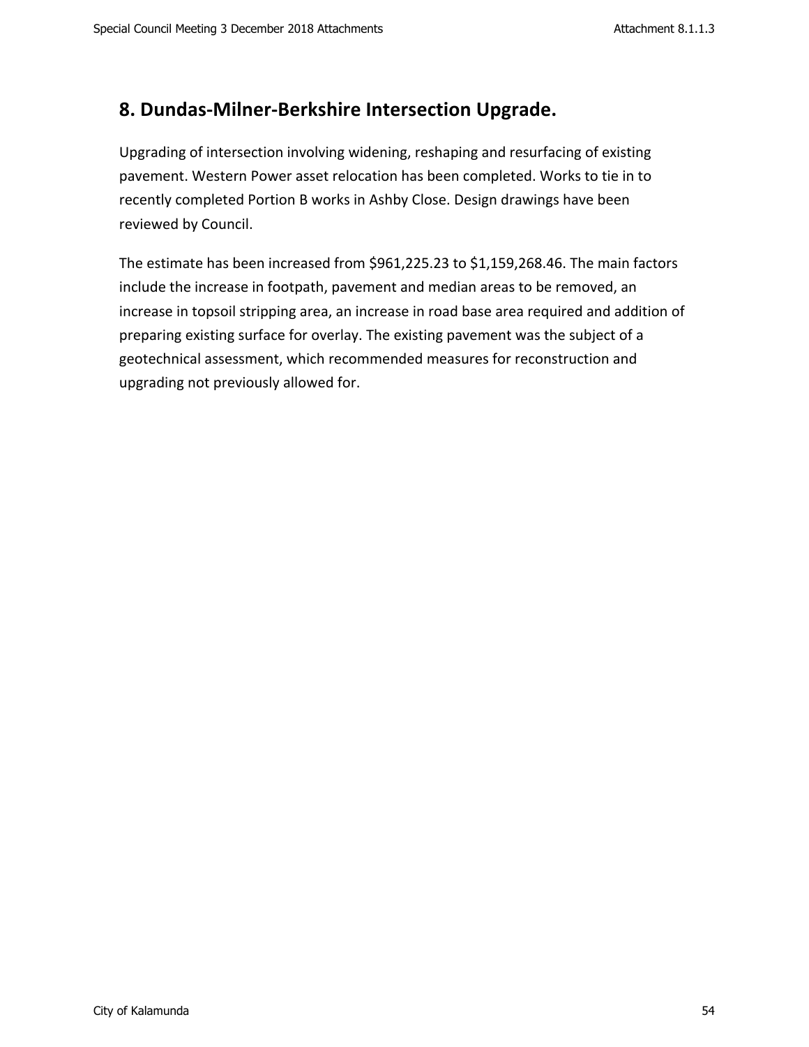## 8. Dundas-Milner-Berkshire Intersection Upgrade.

Upgrading of intersection involving widening, reshaping and resurfacing of existing pavement. Western Power asset relocation has been completed. Works to tie in to recently completed Portion B works in Ashby Close. Design drawings have been reviewed by Council.

The estimate has been increased from $961,225.23 to $1,159,268.46. The main factors include the increase in footpath, pavement and median areas to be removed, an increase in topsoil stripping area, an increase in road base area required and addition of preparing existing surface for overlay. The existing pavement was the subject of a geotechnical assessment, which recommended measures for reconstruction and upgrading not previously allowed for.